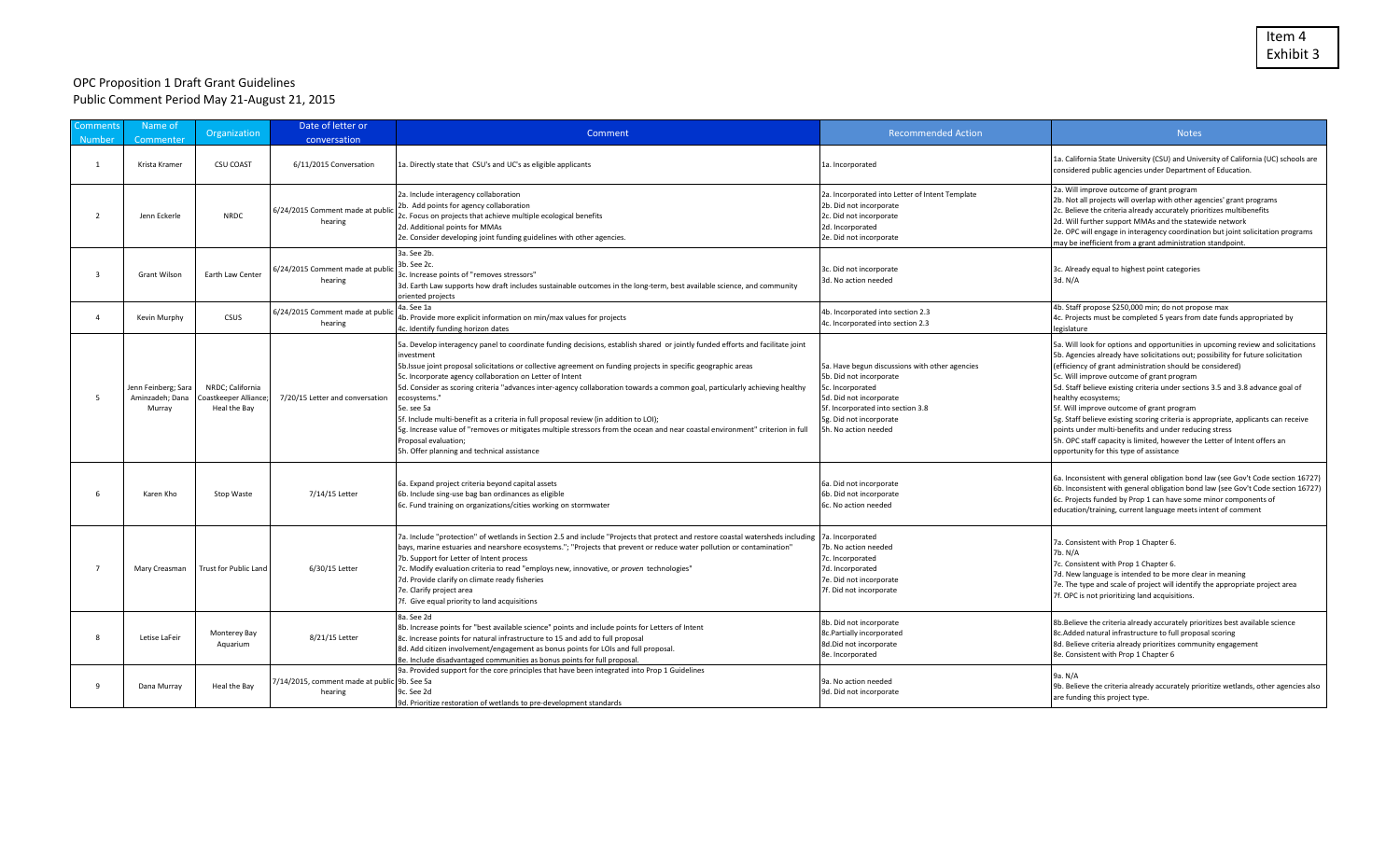Item 4
Exhibit 3

# OPC Proposition 1 Draft Grant Guidelines
## Public Comment Period May 21-August 21, 2015

| Comments Number | Name of Commenter | Organization | Date of letter or conversation | Comment | Recommended Action | Notes |
|---|---|---|---|---|---|---|
| 1 | Krista Kramer | CSU COAST | 6/11/2015 Conversation | 1a. Directly state that CSU's and UC's as eligible applicants | 1a. Incorporated | 1a. California State University (CSU) and University of California (UC) schools are considered public agencies under Department of Education. |
| 2 | Jenn Eckerle | NRDC | 6/24/2015 Comment made at public hearing | 2a. Include interagency collaboration<br>2b. Add points for agency collaboration<br>2c. Focus on projects that achieve multiple ecological benefits<br>2d. Additional points for MMAs<br>2e. Consider developing joint funding guidelines with other agencies. | 2a. Incorporated into Letter of Intent Template<br>2b. Did not incorporate<br>2c. Did not incorporate<br>2d. Incorporated<br>2e. Did not incorporate | 2a. Will improve outcome of grant program<br>2b. Not all projects will overlap with other agencies' grant programs<br>2c. Believe the criteria already accurately prioritizes multibenefits<br>2d. Will further support MMAs and the statewide network<br>2e. OPC will engage in interagency coordination but joint solicitation programs may be inefficient from a grant administration standpoint. |
| 3 | Grant Wilson | Earth Law Center | 6/24/2015 Comment made at public hearing | 3a. See 2b.<br>3b. See 2c.<br>3c. Increase points of "removes stressors"<br>3d. Earth Law supports how draft includes sustainable outcomes in the long-term, best available science, and community oriented projects | 3c. Did not incorporate<br>3d. No action needed | 3c. Already equal to highest point categories<br>3d. N/A |
| 4 | Kevin Murphy | CSUS | 6/24/2015 Comment made at public hearing | 4a. See 1a<br>4b. Provide more explicit information on min/max values for projects<br>4c. Identify funding horizon dates | 4b. Incorporated into section 2.3<br>4c. Incorporated into section 2.3 | 4b. Staff propose $250,000 min; do not propose max<br>4c. Projects must be completed 5 years from date funds appropriated by legislature |
| 5 | Jenn Feinberg; Sara Aminzadeh; Dana Murray | NRDC; California Coastkeeper Alliance; Heal the Bay | 7/20/15 Letter and conversation | 5a. Develop interagency panel to coordinate funding decisions, establish shared or jointly funded efforts and facilitate joint investment<br>5b.Issue joint proposal solicitations or collective agreement on funding projects in specific geographic areas<br>5c. Incorporate agency collaboration on Letter of Intent<br>5d. Consider as scoring criteria "advances inter-agency collaboration towards a common goal, particularly achieving healthy ecosystems."<br>5e. see 5a<br>5f. Include multi-benefit as a criteria in full proposal review (in addition to LOI);<br>5g. Increase value of "removes or mitigates multiple stressors from the ocean and near coastal environment" criterion in full Proposal evaluation;<br>5h. Offer planning and technical assistance | 5a. Have begun discussions with other agencies<br>5b. Did not incorporate<br>5c. Incorporated<br>5d. Did not incorporate<br>5f. Incorporated into section 3.8<br>5g. Did not incorporate<br>5h. No action needed | 5a. Will look for options and opportunities in upcoming review and solicitations<br>5b. Agencies already have solicitations out; possibility for future solicitation (efficiency of grant administration should be considered)<br>5c. Will improve outcome of grant program<br>5d. Staff believe existing criteria under sections 3.5 and 3.8 advance goal of healthy ecosystems;<br>5f. Will improve outcome of grant program<br>5g. Staff believe existing scoring criteria is appropriate, applicants can receive points under multi-benefits and under reducing stress<br>5h. OPC staff capacity is limited, however the Letter of Intent offers an opportunity for this type of assistance |
| 6 | Karen Kho | Stop Waste | 7/14/15 Letter | 6a. Expand project criteria beyond capital assets<br>6b. Include sing-use bag ban ordinances as eligible<br>6c. Fund training on organizations/cities working on stormwater | 6a. Did not incorporate<br>6b. Did not incorporate<br>6c. No action needed | 6a. Inconsistent with general obligation bond law (see Gov't Code section 16727)<br>6b. Inconsistent with general obligation bond law (see Gov't Code section 16727)<br>6c. Projects funded by Prop 1 can have some minor components of education/training, current language meets intent of comment |
| 7 | Mary Creasman | Trust for Public Land | 6/30/15 Letter | 7a. Include "protection" of wetlands in Section 2.5 and include "Projects that protect and restore coastal watersheds including bays, marine estuaries and nearshore ecosystems."; "Projects that prevent or reduce water pollution or contamination"<br>7b. Support for Letter of Intent process<br>7c. Modify evaluation criteria to read "employs new, innovative, or *proven* technologies"<br>7d. Provide clarify on climate ready fisheries<br>7e. Clarify project area<br>7f. Give equal priority to land acquisitions | 7a. Incorporated<br>7b. No action needed<br>7c. Incorporated<br>7d. Incorporated<br>7e. Did not incorporate<br>7f. Did not incorporate | 7a. Consistent with Prop 1 Chapter 6.<br>7b. N/A<br>7c. Consistent with Prop 1 Chapter 6.<br>7d. New language is intended to be more clear in meaning<br>7e. The type and scale of project will identify the appropriate project area<br>7f. OPC is not prioritizing land acquisitions. |
| 8 | Letise LaFeir | Monterey Bay Aquarium | 8/21/15 Letter | 8a. See 2d<br>8b. Increase points for "best available science" points and include points for Letters of Intent<br>8c. Increase points for natural infrastructure to 15 and add to full proposal<br>8d. Add citizen involvement/engagement as bonus points for LOIs and full proposal.<br>8e. Include disadvantaged communities as bonus points for full proposal. | 8b. Did not incorporate<br>8c.Partially incorporated<br>8d.Did not incorporate<br>8e. Incorporated | 8b.Believe the criteria already accurately prioritizes best available science<br>8c.Added natural infrastructure to full proposal scoring<br>8d. Believe criteria already prioritizes community engagement<br>8e. Consistent with Prop 1 Chapter 6 |
| 9 | Dana Murray | Heal the Bay | 7/14/2015, comment made at public hearing | 9a. Provided support for the core principles that have been integrated into Prop 1 Guidelines<br>9b. See 5a<br>9c. See 2d<br>9d. Prioritize restoration of wetlands to pre-development standards | 9a. No action needed<br>9d. Did not incorporate | 9a. N/A<br>9b. Believe the criteria already accurately prioritize wetlands, other agencies also are funding this project type. |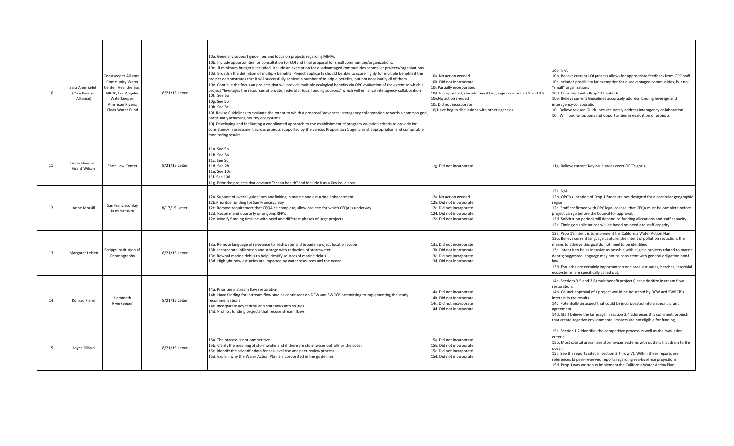| | | | | | | |
|---|---|---|---|---|---|---|
| 10 | Sara Aminzadeh (Coastkeeper Alliance) | Coastkeeper Alliance; Community Water Center; Heal the Bay; NRDC; Los Angeles Waterkeeper; American Rivers; Clean Water Fund | 8/21/15 Letter | 10a. Generally support guidelines and focus on projects regarding MMAs<br>10b. Include opportunities for consultation for LOI and final proposal for small communities/organizations.<br>10c. If minimum budget is included, include an exemption for disadvantaged communities or smaller projects/organizations<br>10d. Broaden the definition of multiple benefits. Project applicants should be able to score highly for multiple benefits if the project demonstrates that it will successfully achieve a number of multiple benefits, but not necessarily all of them<br>10e. Continue the focus on projects that will provide multiple ecological benefits via OPC evaluation of the extent to which a project "leverages the resources of private, federal or local funding sources," which will enhance interagency collaboration<br>10f. See 5a<br>10g. See 5b<br>10h. See 5c<br>10i. Revise Guidelines to evaluate the extent to which a proposal "advances interagency collaboration towards a common goal, particularly achieving healthy ecosystems"<br>10j. Developing and facilitating a coordinated approach to the establishment of program valuation criteria to provide for consistency in assessment across projects supported by the various Proposition 1 agencies of appropriation and comparable monitoring results | 10a. No action needed<br>10b. Did not incorporate<br>10c.Partially incorporated<br>10d. Incorporated, see additional language in sections 3.5 and 3.8<br>10e.No action needed<br>10i. Did not incorporate<br>10j.Have begun discussions with other agencies | 10a. N/A<br>10b. Believe current LOI process allows for appropriate feedback from OPC staff<br>10c.Included possibility for exemption for disadvantaged communities, but not "small" organizations<br>10d. Consistent with Prop 1 Chapter 6<br>10e. Believe current Guidelines accurately address funding leverage and interagency collaboration<br>10i. Believe revised Guidelines accurately address interagency collaboration<br>10j. Will look for options and opportunities in evaluation of projects |
| 11 | Linda Sheehan; Grant Wilson | Earth Law Center | 8/21/15 Letter | 11a. See 5b<br>11b. See 5a<br>11c. See 5c<br>11d. See 2b<br>11e. See 10e<br>11f. See 10d<br>11g. Prioritize projects that advance "ocean health" and include it as a Key Issue area. | 11g. Did not incorporate | 11g. Believe current Key Issue areas cover OPC's goals |
| 12 | Anne Morkill | San Francisco Bay Joint Venture | 8/17/15 Letter | 12a. Support of overall guidelines and linking in marine and estuarine enhancement<br>12b.Prioritize funding for San Francisco Bay<br>12c. Remove requirement that CEQA be complete; allow projects for which CEQA is underway<br>12d. Recommend quarterly or ongoing RFP's<br>12e. Modify funding timeline with need and different phases of large projects | 12a. No action needed<br>12b. Did not incorporate<br>12c. Did not incorporate<br>12d. Did not incorporate<br>12e. Did not incorporate | 12a. N/A<br>12b. OPC's allocation of Prop 1 funds are not designed for a particular geographic region<br>12c. Staff confirmed with OPC legal counsel that CEQA must be complete before project can go before the Council for approval.<br>12d. Solicitation periods will depend on funding allocations and staff capacity<br>12e. Timing on solicitations will be based on need and staff capacity. |
| 13 | Margaret Leinen | Scripps Institution of Oceanography | 8/21/15 Letter | 13a. Remove language of relevance to freshwater and broaden project location scope<br>13b. Incorporate infiltration and storage with reduction of stormwater<br>13c. Reword marine debris to help identify sources of marine debris<br>13d. Highlight how estuaries are impacted by water resources and the ocean | 13a. Did not incorporate<br>13b. Did not incorporate<br>13c. Did not incorporate<br>13d. Did not incorporate | 13a. Prop 1's intent is to implement the California Water Action Plan<br>13b. Believe current language captures the intent of pollution reduction, the means to achieve this goal do not need to be identified<br>13c. Intent is to be as inclusive as possible with eligible projects related to marine debris; suggested language may not be consistent with general obligation bond law.<br>13d. Estuaries are certainly important; no one area (estuaries, beaches, intertidal ecosystems) are specifically called out. |
| 14 | Konrad Fisher | Klammath Riverkeeper | 8/21/15 Letter | 14a. Prioritize instream flow restoration<br>14b. Have funding for instream flow studies contingent on DFW and SWRCB committing to implementing the study recommendations<br>14c. Incorporate key federal and state laws into studies<br>14d. Prohibit funding projects that reduce stream flows | 14a. Did not incorporate<br>14b. Did not incorporate<br>14c. Did not incorporate<br>14d. Did not incorporate | 14a. Sections 3.5 and 3.8 (multibenefit projects) can prioritize instream flow restoration.<br>14b. Council approval of a project would be bolstered by DFW and SWRCB's interest in the results.<br>14c. Potentially an aspect that could be incorporated into a specific grant agreement<br>14d. Staff believe the language in section 2.4 addresses this comment, projects that create negative environmental impacts are not eligible for funding. |
| 15 | Joyce Dillard | | 8/21/15 Letter | 15a. The process is not competitive<br>15b. Clarify the meaning of stormwater and if there are stormwater outfalls on the coast<br>15c. Identify the scientific data for sea-level rise and peer review process.<br>15d. Explain why the Water Action Plan is incorporated in the guidelines. | 15a. Did not incorporate<br>15b. Did not incorporate<br>15c. Did not incorporate<br>15d. Did not incorporate | 15a. Section 1.2 identifies the competitive process as well as the evaluation criteria<br>15b. Most coastal areas have stormwater systems with outfalls that drain to the ocean<br>15c. See the reports cited in section 3.4 (row 7). Within these reports are references to peer-reviewed reports regarding sea-level rise projections.<br>15d. Prop 1 was written to implement the California Water Action Plan |